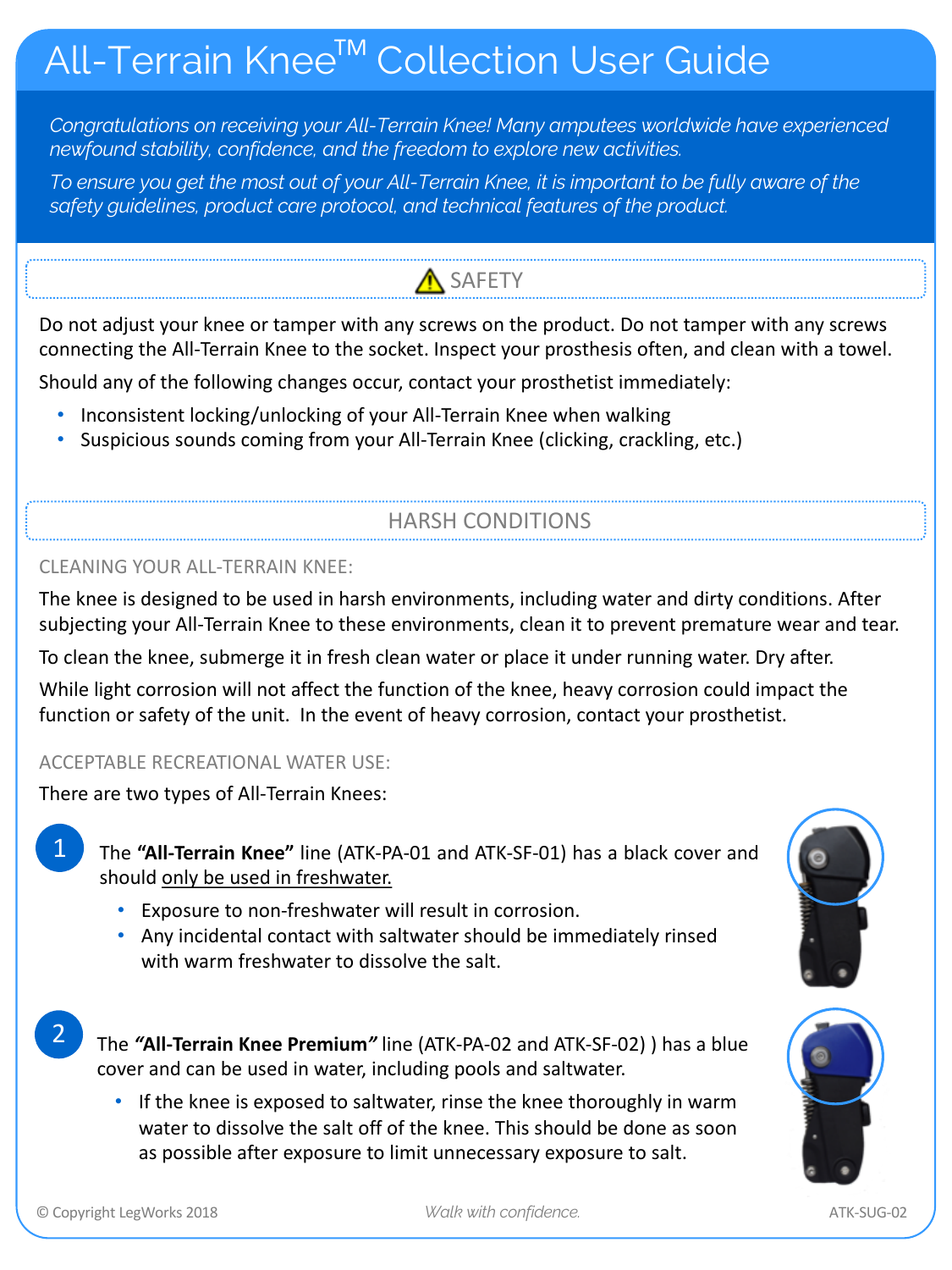# All-Terrain Knee™ Collection User Guide

*Congratulations on receiving your All-Terrain Knee! Many amputees worldwide have experienced newfound stability, confidence, and the freedom to explore new activities.*

*To ensure you get the most out of your All-Terrain Knee, it is important to be fully aware of the safety guidelines, product care protocol, and technical features of the product.*

## ⚠ SAFETY

Do not adjust your knee or tamper with any screws on the product. Do not tamper with any screws connecting the All-Terrain Knee to the socket. Inspect your prosthesis often, and clean with a towel.

Should any of the following changes occur, contact your prosthetist immediately:

- Inconsistent locking/unlocking of your All-Terrain Knee when walking
- Suspicious sounds coming from your All-Terrain Knee (clicking, crackling, etc.)

## HARSH CONDITIONS

### CLEANING YOUR ALL-TERRAIN KNEE:

The knee is designed to be used in harsh environments, including water and dirty conditions. After subjecting your All-Terrain Knee to these environments, clean it to prevent premature wear and tear.

To clean the knee, submerge it in fresh clean water or place it under running water. Dry after.

While light corrosion will not affect the function of the knee, heavy corrosion could impact the function or safety of the unit. In the event of heavy corrosion, contact your prosthetist.

### ACCEPTABLE RECREATIONAL WATER USE:

There are two types of All-Terrain Knees:

1. The **"All-Terrain Knee"** line (ATK-PA-01 and ATK-SF-01) has a black cover and should <u>only be used in freshwater.</u>
   - Exposure to non-freshwater will result in corrosion.
   - Any incidental contact with saltwater should be immediately rinsed with warm freshwater to dissolve the salt.

2. The ***"All-Terrain Knee Premium"*** line (ATK-PA-02 and ATK-SF-02) ) has a blue cover and can be used in water, including pools and saltwater.
   - If the knee is exposed to saltwater, rinse the knee thoroughly in warm water to dissolve the salt off of the knee. This should be done as soon as possible after exposure to limit unnecessary exposure to salt.

© Copyright LegWorks 2018 — *Walk with confidence.* — ATK-SUG-02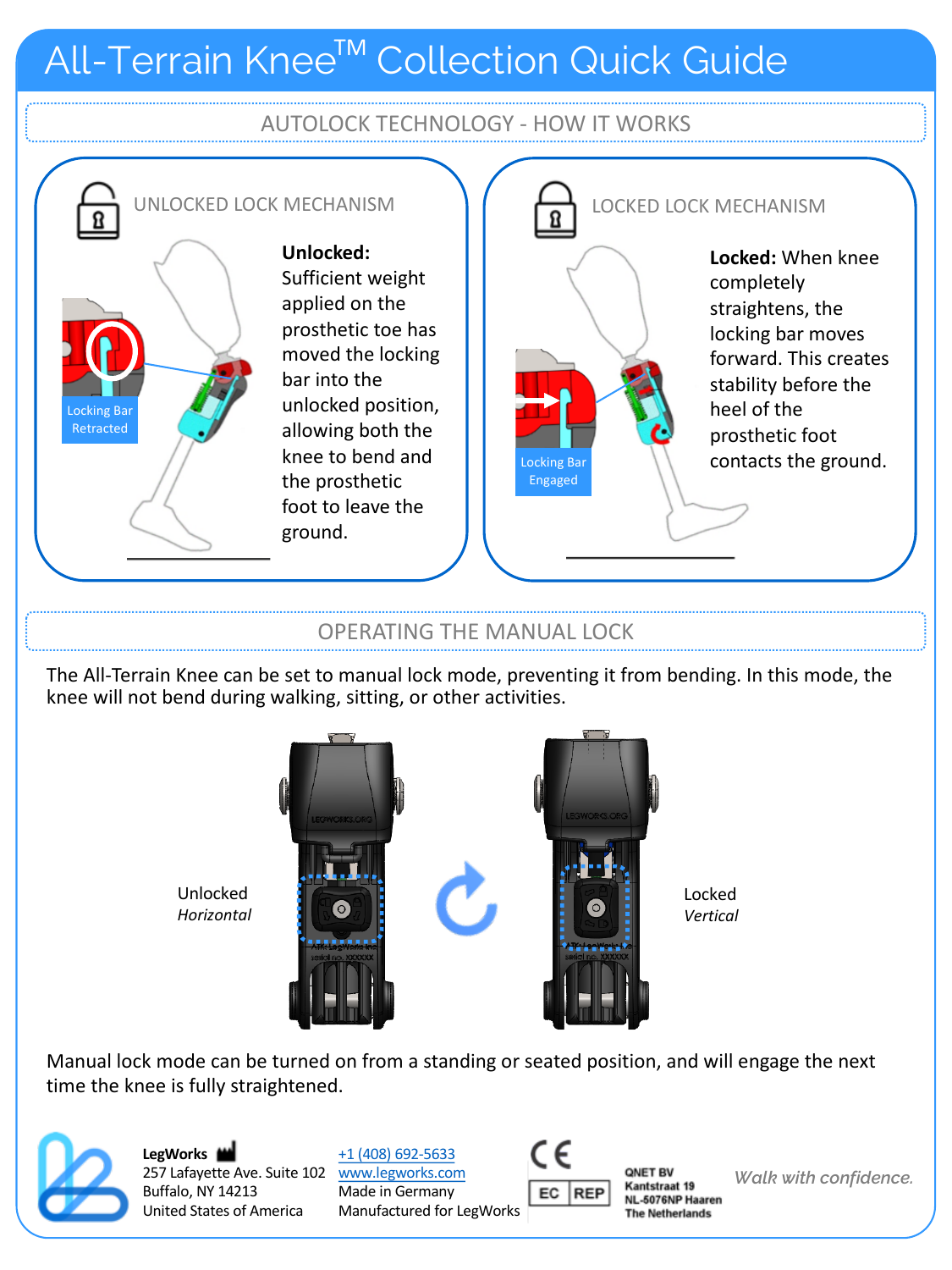# All-Terrain Knee™ Collection Quick Guide

## AUTOLOCK TECHNOLOGY - HOW IT WORKS

### UNLOCKED LOCK MECHANISM

Locking Bar Retracted

**Unlocked:** Sufficient weight applied on the prosthetic toe has moved the locking bar into the unlocked position, allowing both the knee to bend and the prosthetic foot to leave the ground.

### LOCKED LOCK MECHANISM

Locking Bar Engaged

**Locked:** When knee completely straightens, the locking bar moves forward. This creates stability before the heel of the prosthetic foot contacts the ground.

## OPERATING THE MANUAL LOCK

The All-Terrain Knee can be set to manual lock mode, preventing it from bending. In this mode, the knee will not bend during walking, sitting, or other activities.

Unlocked
*Horizontal*

Locked
*Vertical*

Manual lock mode can be turned on from a standing or seated position, and will engage the next time the knee is fully straightened.

**LegWorks**
257 Lafayette Ave. Suite 102
Buffalo, NY 14213
United States of America

+1 (408) 692-5633
www.legworks.com
Made in Germany
Manufactured for LegWorks

CE

EC REP

QNET BV
Kantstraat 19
NL-5076NP Haaren
The Netherlands

*Walk with confidence.*